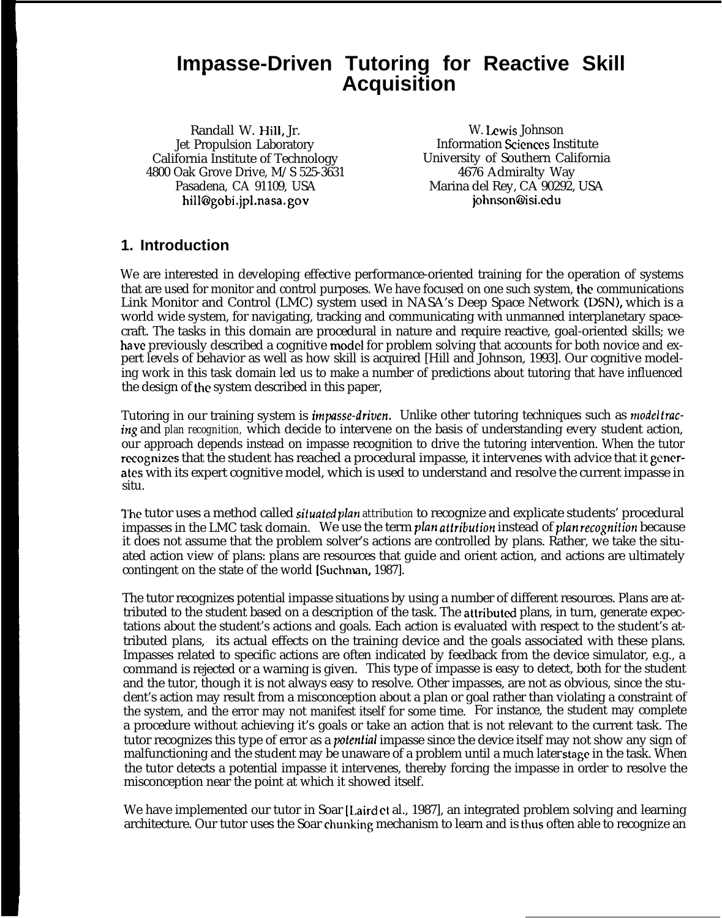# Impasse-Driven Tutoring for Reactive Skill Acquisition

Randall W. Hill, Jr.
Jet Propulsion Laboratory
California Institute of Technology
4800 Oak Grove Drive, M/S 525-3631
Pasadena, CA 91109, USA
hill@gobi.jpl.nasa.gov

W. Lewis Johnson
Information Sciences Institute
University of Southern California
4676 Admiralty Way
Marina del Rey, CA 90292, USA
johnson@isi.edu

## 1. Introduction

We are interested in developing effective performance-oriented training for the operation of systems that are used for monitor and control purposes. We have focused on one such system, the communications Link Monitor and Control (LMC) system used in NASA's Deep Space Network (DSN), which is a world wide system, for navigating, tracking and communicating with unmanned interplanetary spacecraft. The tasks in this domain are procedural in nature and require reactive, goal-oriented skills; we have previously described a cognitive model for problem solving that accounts for both novice and expert levels of behavior as well as how skill is acquired [Hill and Johnson, 1993]. Our cognitive modeling work in this task domain led us to make a number of predictions about tutoring that have influenced the design of the system described in this paper,

Tutoring in our training system is *impasse-driven.* Unlike other tutoring techniques such as *model tracing* and *plan recognition,* which decide to intervene on the basis of understanding every student action, our approach depends instead on impasse recognition to drive the tutoring intervention. When the tutor recognizes that the student has reached a procedural impasse, it intervenes with advice that it generates with its expert cognitive model, which is used to understand and resolve the current impasse in situ.

The tutor uses a method called *situated plan attribution* to recognize and explicate students' procedural impasses in the LMC task domain. We use the term *plan attribution* instead of *plan recognition* because it does not assume that the problem solver's actions are controlled by plans. Rather, we take the situated action view of plans: plans are resources that guide and orient action, and actions are ultimately contingent on the state of the world [Suchman, 1987].

The tutor recognizes potential impasse situations by using a number of different resources. Plans are attributed to the student based on a description of the task. The attributed plans, in turn, generate expectations about the student's actions and goals. Each action is evaluated with respect to the student's attributed plans, its actual effects on the training device and the goals associated with these plans. Impasses related to specific actions are often indicated by feedback from the device simulator, e.g., a command is rejected or a warning is given. This type of impasse is easy to detect, both for the student and the tutor, though it is not always easy to resolve. Other impasses, are not as obvious, since the student's action may result from a misconception about a plan or goal rather than violating a constraint of the system, and the error may not manifest itself for some time. For instance, the student may complete a procedure without achieving it's goals or take an action that is not relevant to the current task. The tutor recognizes this type of error as a *potential* impasse since the device itself may not show any sign of malfunctioning and the student may be unaware of a problem until a much later stage in the task. When the tutor detects a potential impasse it intervenes, thereby forcing the impasse in order to resolve the misconception near the point at which it showed itself.

We have implemented our tutor in Soar [Laird et al., 1987], an integrated problem solving and learning architecture. Our tutor uses the Soar chunking mechanism to learn and is thus often able to recognize an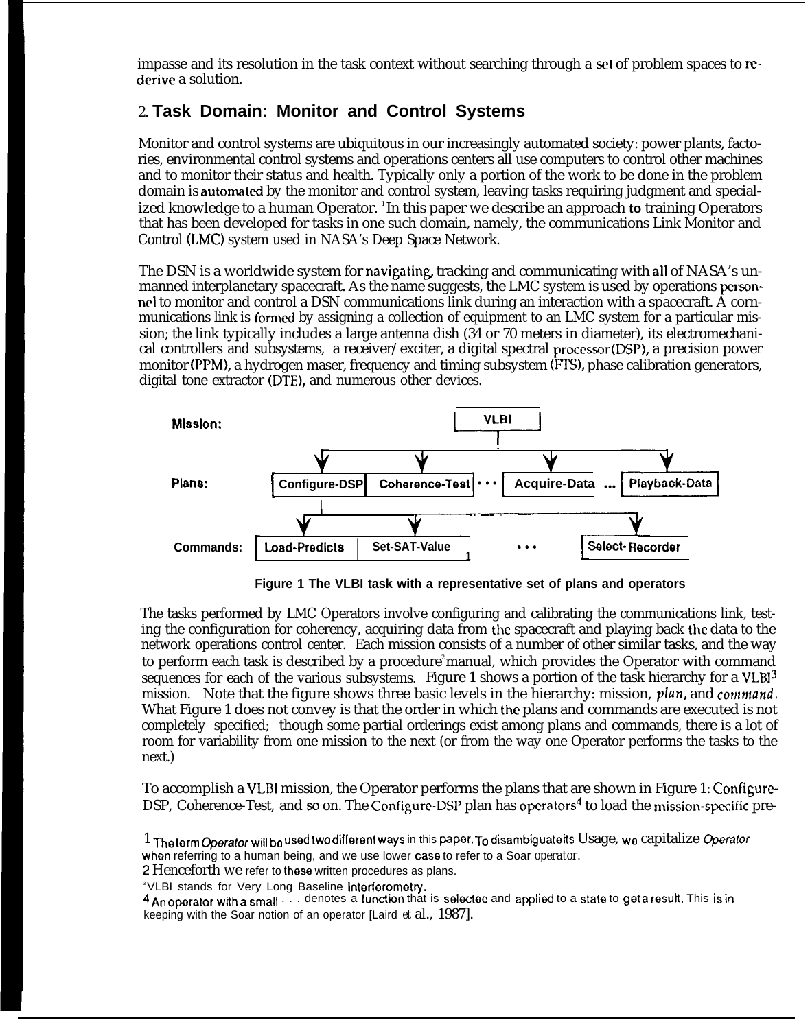impasse and its resolution in the task context without searching through a set of problem spaces to re-derive a solution.

## 2. Task Domain: Monitor and Control Systems

Monitor and control systems are ubiquitous in our increasingly automated society: power plants, factories, environmental control systems and operations centers all use computers to control other machines and to monitor their status and health. Typically only a portion of the work to be done in the problem domain is automated by the monitor and control system, leaving tasks requiring judgment and specialized knowledge to a human Operator.[1] In this paper we describe an approach to training Operators that has been developed for tasks in one such domain, namely, the communications Link Monitor and Control (LMC) system used in NASA's Deep Space Network.

The DSN is a worldwide system for navigating, tracking and communicating with all of NASA's unmanned interplanetary spacecraft. As the name suggests, the LMC system is used by operations personnel to monitor and control a DSN communications link during an interaction with a spacecraft. A communications link is formed by assigning a collection of equipment to an LMC system for a particular mission; the link typically includes a large antenna dish (34 or 70 meters in diameter), its electromechanical controllers and subsystems, a receiver/exciter, a digital spectral processor (DSP), a precision power monitor (PPM), a hydrogen maser, frequency and timing subsystem (FTS), phase calibration generators, digital tone extractor (DTE), and numerous other devices.

Mission: VLBI

Plans: Configure-DSP | Coherence-Test | ... | Acquire-Data | ... | Playback-Data

Commands: Load-Predicts | Set-SAT-Value | ... | Select-Recorder

**Figure 1 The VLBI task with a representative set of plans and operators**

The tasks performed by LMC Operators involve configuring and calibrating the communications link, testing the configuration for coherency, acquiring data from the spacecraft and playing back the data to the network operations control center. Each mission consists of a number of other similar tasks, and the way to perform each task is described by a procedure[2] manual, which provides the Operator with command sequences for each of the various subsystems. Figure 1 shows a portion of the task hierarchy for a VLBI[3] mission. Note that the figure shows three basic levels in the hierarchy: mission, *plan*, and *command*. What Figure 1 does not convey is that the order in which the plans and commands are executed is not completely specified; though some partial orderings exist among plans and commands, there is a lot of room for variability from one mission to the next (or from the way one Operator performs the tasks to the next.)

To accomplish a VLBI mission, the Operator performs the plans that are shown in Figure 1: Configure-DSP, Coherence-Test, and so on. The Configure-DSP plan has operators[4] to load the mission-specific pre-

---

[1] The term *Operator* will be used two different ways in this paper. To disambiguate its usage, we capitalize *Operator* when referring to a human being, and we use lower case to refer to a Soar operator.

[2] Henceforth we refer to these written procedures as plans.

[3] VLBI stands for Very Long Baseline Interferometry.

[4] An operator with a small . . . denotes a function that is selected and applied to a state to get a result. This is in keeping with the Soar notion of an operator [Laird et al., 1987].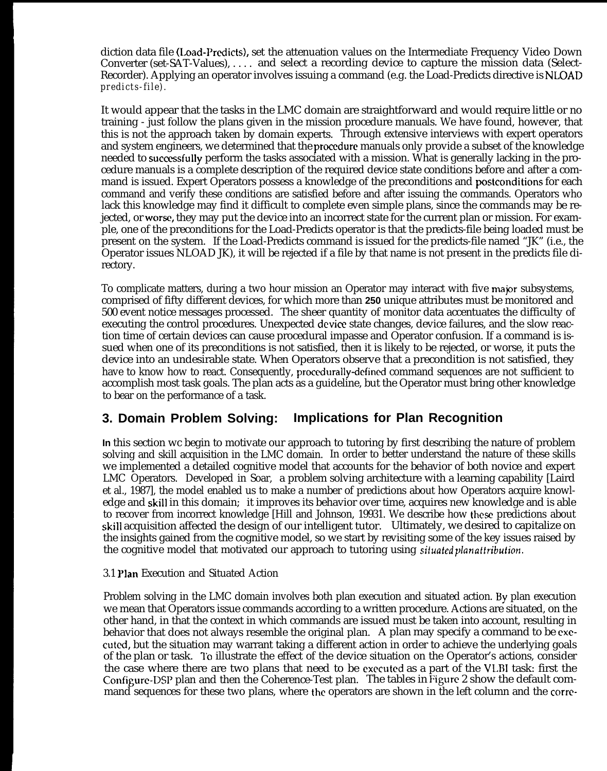diction data file (Load-Predicts), set the attenuation values on the Intermediate Frequency Video Down Converter (set-SAT-Values), . . . . and select a recording device to capture the mission data (Select-Recorder). Applying an operator involves issuing a command (e.g. the Load-Predicts directive is NLOAD *predicts-file*).

It would appear that the tasks in the LMC domain are straightforward and would require little or no training - just follow the plans given in the mission procedure manuals. We have found, however, that this is not the approach taken by domain experts. Through extensive interviews with expert operators and system engineers, we determined that the procedure manuals only provide a subset of the knowledge needed to successfully perform the tasks associated with a mission. What is generally lacking in the procedure manuals is a complete description of the required device state conditions before and after a command is issued. Expert Operators possess a knowledge of the preconditions and postconditions for each command and verify these conditions are satisfied before and after issuing the commands. Operators who lack this knowledge may find it difficult to complete even simple plans, since the commands may be rejected, or worse, they may put the device into an incorrect state for the current plan or mission. For example, one of the preconditions for the Load-Predicts operator is that the predicts-file being loaded must be present on the system. If the Load-Predicts command is issued for the predicts-file named "JK" (i.e., the Operator issues NLOAD JK), it will be rejected if a file by that name is not present in the predicts file directory.

To complicate matters, during a two hour mission an Operator may interact with five major subsystems, comprised of fifty different devices, for which more than **250** unique attributes must be monitored and 500 event notice messages processed. The sheer quantity of monitor data accentuates the difficulty of executing the control procedures. Unexpected device state changes, device failures, and the slow reaction time of certain devices can cause procedural impasse and Operator confusion. If a command is issued when one of its preconditions is not satisfied, then it is likely to be rejected, or worse, it puts the device into an undesirable state. When Operators observe that a precondition is not satisfied, they have to know how to react. Consequently, procedurally-defined command sequences are not sufficient to accomplish most task goals. The plan acts as a guideline, but the Operator must bring other knowledge to bear on the performance of a task.

## 3. Domain Problem Solving: Implications for Plan Recognition

In this section we begin to motivate our approach to tutoring by first describing the nature of problem solving and skill acquisition in the LMC domain. In order to better understand the nature of these skills we implemented a detailed cognitive model that accounts for the behavior of both novice and expert LMC Operators. Developed in Soar, a problem solving architecture with a learning capability [Laird et al., 1987], the model enabled us to make a number of predictions about how Operators acquire knowledge and skill in this domain; it improves its behavior over time, acquires new knowledge and is able to recover from incorrect knowledge [Hill and Johnson, 19931. We describe how these predictions about skill acquisition affected the design of our intelligent tutor. Ultimately, we desired to capitalize on the insights gained from the cognitive model, so we start by revisiting some of the key issues raised by the cognitive model that motivated our approach to tutoring using *situated plan attribution*.

### 3.1 Plan Execution and Situated Action

Problem solving in the LMC domain involves both plan execution and situated action. By plan execution we mean that Operators issue commands according to a written procedure. Actions are situated, on the other hand, in that the context in which commands are issued must be taken into account, resulting in behavior that does not always resemble the original plan. A plan may specify a command to be executed, but the situation may warrant taking a different action in order to achieve the underlying goals of the plan or task. To illustrate the effect of the device situation on the Operator's actions, consider the case where there are two plans that need to be executed as a part of the VLBI task: first the Configure-DSP plan and then the Coherence-Test plan. The tables in Figure 2 show the default command sequences for these two plans, where the operators are shown in the left column and the corre-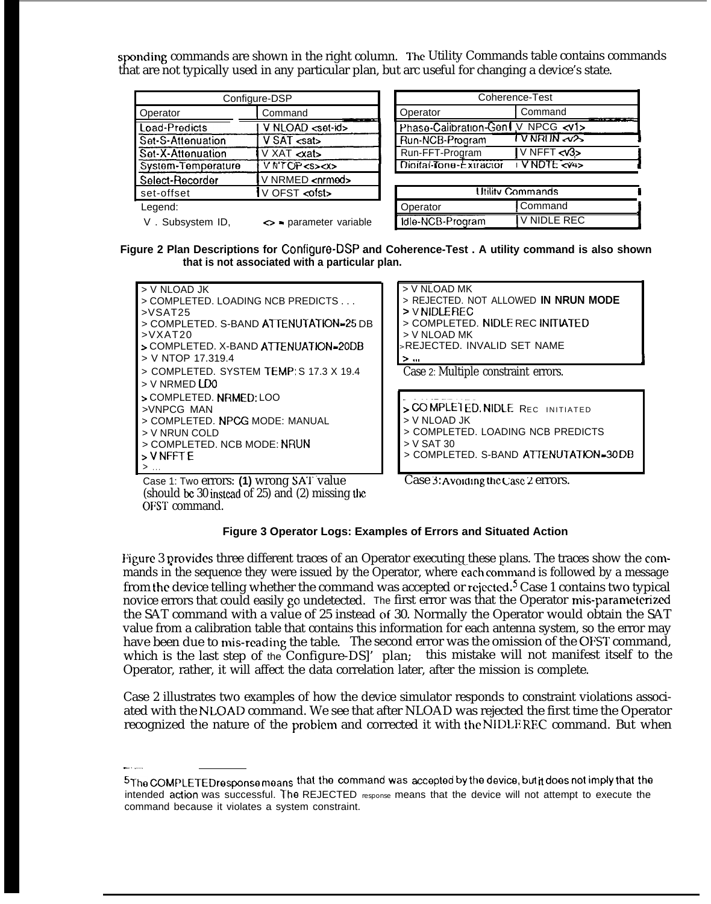sponding commands are shown in the right column. The Utility Commands table contains commands that are not typically used in any particular plan, but are useful for changing a device's state.

| Configure-DSP | |
|---|---|
| Operator | Command |
| Load-Predicts | V NLOAD <set-id> |
| Set-S-Attenuation | V SAT <sat> |
| Set-X-Attenuation | V XAT <xat> |
| System-Temperature | V NTOP <s><x> |
| Select-Recorder | V NRMED <nrmed> |
| set-offset | V OFST <ofst> |

Legend:
V . Subsystem ID, <> = parameter variable

| Coherence-Test | |
|---|---|
| Operator | Command |
| Phase-Calibration-Gen | V NPCG <v1> |
| Run-NCB-Program | V NRUN <v2> |
| Run-FFT-Program | V NFFT <v3> |
| Digital-Tone-Extractor | V NDTE <v4> |

| Utility Commands | |
|---|---|
| Operator | Command |
| Idle-NCB-Program | V NIDLE REC |

**Figure 2 Plan Descriptions for Configure-DSP and Coherence-Test . A utility command is also shown that is not associated with a particular plan.**

```
> V NLOAD JK
> COMPLETED. LOADING NCB PREDICTS . . .
>VSAT25
> COMPLETED. S-BAND ATTENUTATION=25 DB
>VXAT20
> COMPLETED. X-BAND ATTENUATION=20DB
> V NTOP 17.319.4
> COMPLETED. SYSTEM TEMP: S 17.3 X 19.4
> V NRMED LD0
> COMPLETED. NRMED: LOO
>VNPCG MAN
> COMPLETED. NPCG MODE: MANUAL
> V NRUN COLD
> COMPLETED. NCB MODE: NRUN
> V NFFT E
> ...
```

Case 1: Two errors: (1) wrong SAT value (should be 30 instead of 25) and (2) missing the OFST command.

```
> V NLOAD MK
> REJECTED. NOT ALLOWED IN NRUN MODE
> V NIDLE REC
> COMPLETED. NIDLE REC INITIATED
> V NLOAD MK
> REJECTED. INVALID SET NAME
> ...
```

Case 2: Multiple constraint errors.

```
> COMPLETED. NIDLE REC INITIATED
> V NLOAD JK
> COMPLETED. LOADING NCB PREDICTS
> V SAT 30
> COMPLETED. S-BAND ATTENUTATION=30DB
```

Case 3: Avoiding the Case 2 errors.

**Figure 3 Operator Logs: Examples of Errors and Situated Action**

Figure 3 provides three different traces of an Operator executing these plans. The traces show the commands in the sequence they were issued by the Operator, where each command is followed by a message from the device telling whether the command was accepted or rejected.[5] Case 1 contains two typical novice errors that could easily go undetected. The first error was that the Operator mis-parameterized the SAT command with a value of 25 instead of 30. Normally the Operator would obtain the SAT value from a calibration table that contains this information for each antenna system, so the error may have been due to mis-reading the table. The second error was the omission of the OFST command, which is the last step of the Configure-DSP plan; this mistake will not manifest itself to the Operator, rather, it will affect the data correlation later, after the mission is complete.

Case 2 illustrates two examples of how the device simulator responds to constraint violations associated with the NLOAD command. We see that after NLOAD was rejected the first time the Operator recognized the nature of the problem and corrected it with the NIDLE REC command. But when

[5] The COMPLETED response means that the command was accepted by the device, but it does not imply that the intended action was successful. The REJECTED response means that the device will not attempt to execute the command because it violates a system constraint.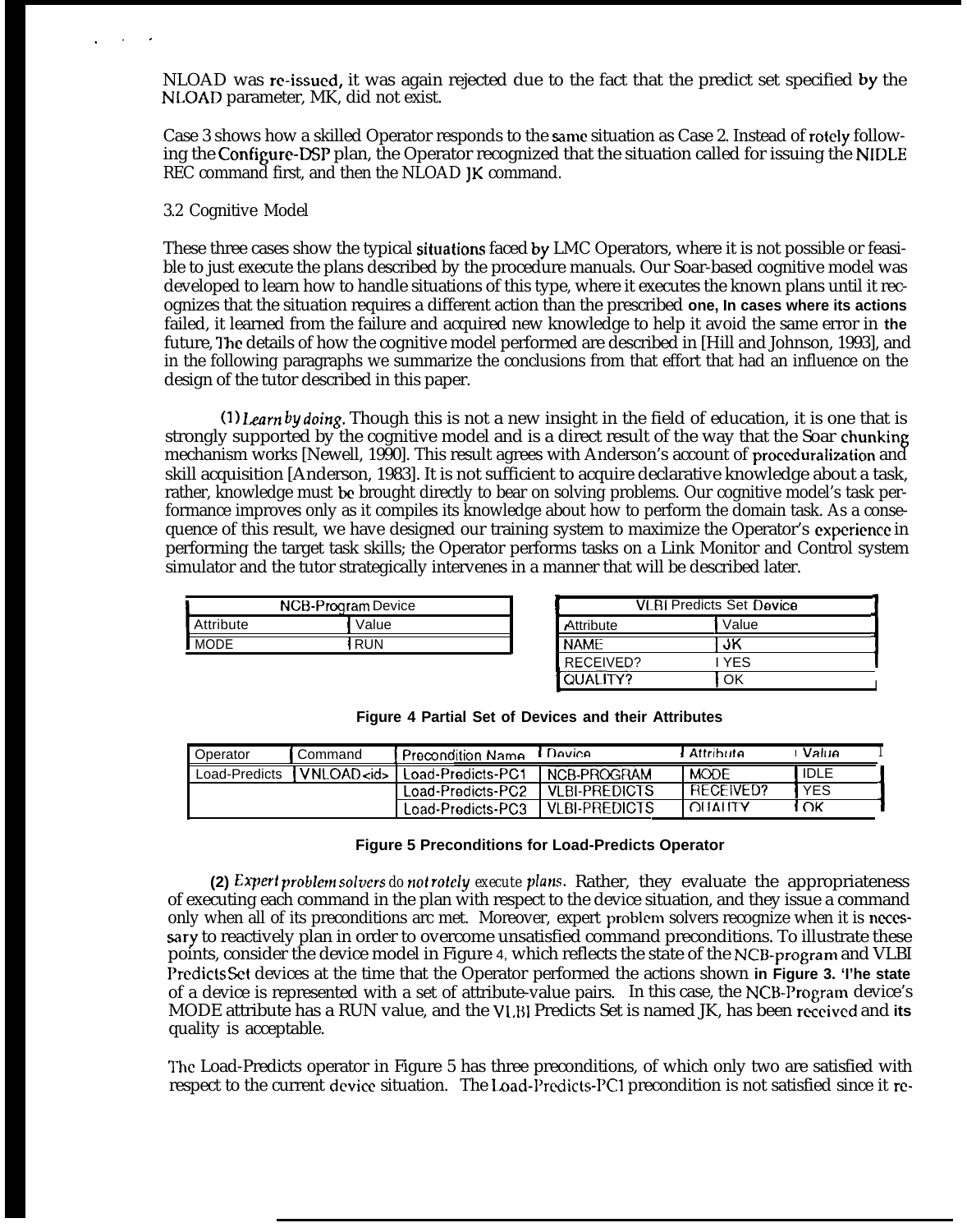NLOAD was re-issued, it was again rejected due to the fact that the predict set specified by the NLOAD parameter, MK, did not exist.

Case 3 shows how a skilled Operator responds to the same situation as Case 2. Instead of rotely following the Configure-DSP plan, the Operator recognized that the situation called for issuing the NIDLE REC command first, and then the NLOAD JK command.

## 3.2 Cognitive Model

These three cases show the typical situations faced by LMC Operators, where it is not possible or feasible to just execute the plans described by the procedure manuals. Our Soar-based cognitive model was developed to learn how to handle situations of this type, where it executes the known plans until it recognizes that the situation requires a different action than the prescribed one, In cases where its actions failed, it learned from the failure and acquired new knowledge to help it avoid the same error in the future, The details of how the cognitive model performed are described in [Hill and Johnson, 1993], and in the following paragraphs we summarize the conclusions from that effort that had an influence on the design of the tutor described in this paper.

(1) *Learn by doing*. Though this is not a new insight in the field of education, it is one that is strongly supported by the cognitive model and is a direct result of the way that the Soar chunking mechanism works [Newell, 1990]. This result agrees with Anderson's account of proceduralization and skill acquisition [Anderson, 1983]. It is not sufficient to acquire declarative knowledge about a task, rather, knowledge must be brought directly to bear on solving problems. Our cognitive model's task performance improves only as it compiles its knowledge about how to perform the domain task. As a consequence of this result, we have designed our training system to maximize the Operator's experience in performing the target task skills; the Operator performs tasks on a Link Monitor and Control system simulator and the tutor strategically intervenes in a manner that will be described later.

| NCB-Program Device | |
|---|---|
| Attribute | Value |
| MODE | RUN |

| VLBI Predicts Set Device | |
|---|---|
| Attribute | Value |
| NAME | JK |
| RECEIVED? | YES |
| QUALITY? | OK |

**Figure 4 Partial Set of Devices and their Attributes**

| Operator | Command | Precondition Name | Device | Attribute | Value |
|---|---|---|---|---|---|
| Load-Predicts | VNLOAD <id> | Load-Predicts-PC1 | NCB-PROGRAM | MODE | IDLE |
| | | Load-Predicts-PC2 | VLBI-PREDICTS | RECEIVED? | YES |
| | | Load-Predicts-PC3 | VLBI-PREDICTS | QUALITY | OK |

**Figure 5 Preconditions for Load-Predicts Operator**

(2) *Expert problem solvers do not rotely execute plans*. Rather, they evaluate the appropriateness of executing each command in the plan with respect to the device situation, and they issue a command only when all of its preconditions are met. Moreover, expert problem solvers recognize when it is necessary to reactively plan in order to overcome unsatisfied command preconditions. To illustrate these points, consider the device model in Figure 4, which reflects the state of the NCB-program and VLBI Predicts Set devices at the time that the Operator performed the actions shown in Figure 3. The state of a device is represented with a set of attribute-value pairs. In this case, the NCB-Program device's MODE attribute has a RUN value, and the VLBI Predicts Set is named JK, has been received and its quality is acceptable.

The Load-Predicts operator in Figure 5 has three preconditions, of which only two are satisfied with respect to the current device situation. The Load-Predicts-PC1 precondition is not satisfied since it re-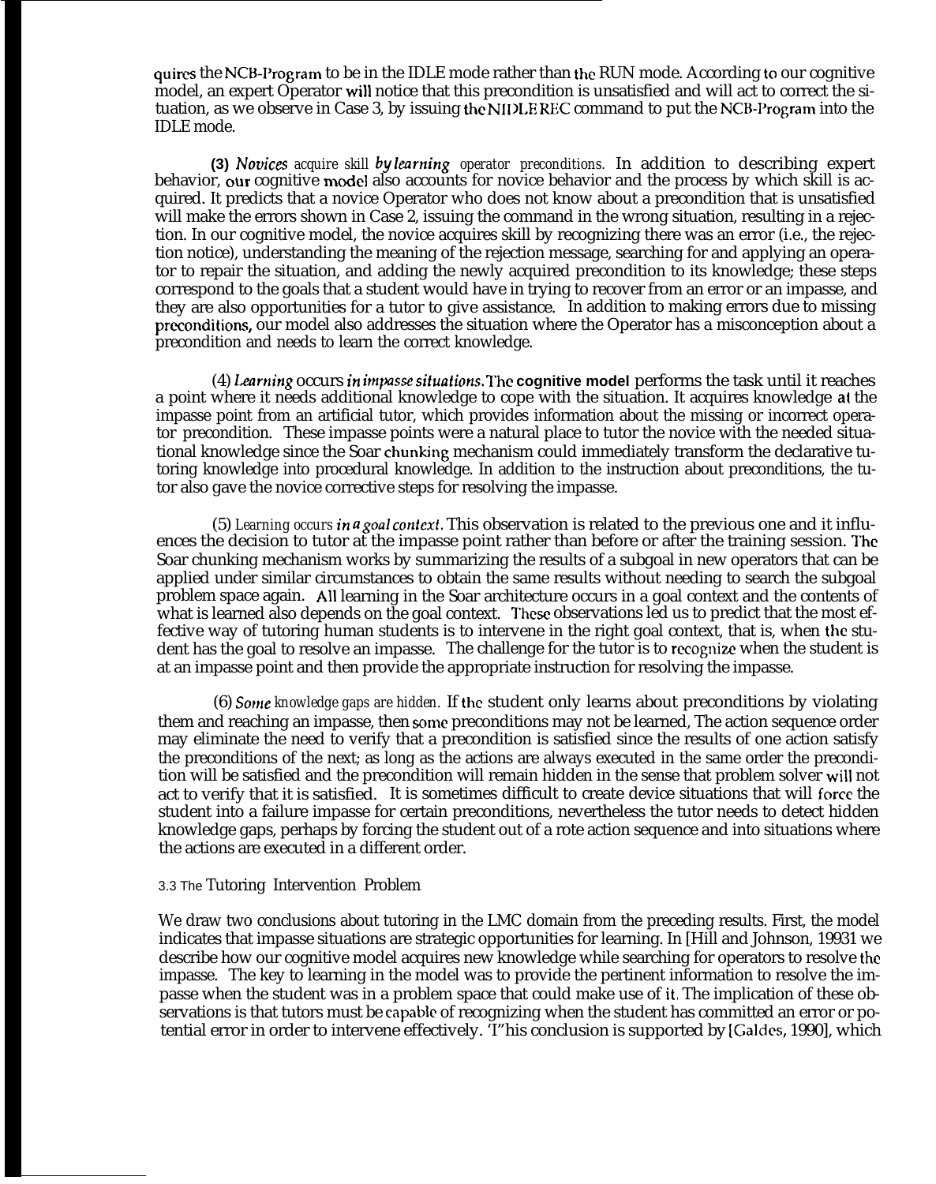quires the NCB-Program to be in the IDLE mode rather than the RUN mode. According to our cognitive model, an expert Operator will notice that this precondition is unsatisfied and will act to correct the situation, as we observe in Case 3, by issuing the NIDLE REC command to put the NCB-Program into the IDLE mode.

**(3)** *Novices acquire skill by learning operator preconditions.* In addition to describing expert behavior, our cognitive model also accounts for novice behavior and the process by which skill is acquired. It predicts that a novice Operator who does not know about a precondition that is unsatisfied will make the errors shown in Case 2, issuing the command in the wrong situation, resulting in a rejection. In our cognitive model, the novice acquires skill by recognizing there was an error (i.e., the rejection notice), understanding the meaning of the rejection message, searching for and applying an operator to repair the situation, and adding the newly acquired precondition to its knowledge; these steps correspond to the goals that a student would have in trying to recover from an error or an impasse, and they are also opportunities for a tutor to give assistance. In addition to making errors due to missing preconditions, our model also addresses the situation where the Operator has a misconception about a precondition and needs to learn the correct knowledge.

(4) *Learning occurs in impasse situations.* The cognitive model performs the task until it reaches a point where it needs additional knowledge to cope with the situation. It acquires knowledge at the impasse point from an artificial tutor, which provides information about the missing or incorrect operator precondition. These impasse points were a natural place to tutor the novice with the needed situational knowledge since the Soar chunking mechanism could immediately transform the declarative tutoring knowledge into procedural knowledge. In addition to the instruction about preconditions, the tutor also gave the novice corrective steps for resolving the impasse.

(5) *Learning occurs in a goal context.* This observation is related to the previous one and it influences the decision to tutor at the impasse point rather than before or after the training session. The Soar chunking mechanism works by summarizing the results of a subgoal in new operators that can be applied under similar circumstances to obtain the same results without needing to search the subgoal problem space again. All learning in the Soar architecture occurs in a goal context and the contents of what is learned also depends on the goal context. These observations led us to predict that the most effective way of tutoring human students is to intervene in the right goal context, that is, when the student has the goal to resolve an impasse. The challenge for the tutor is to recognize when the student is at an impasse point and then provide the appropriate instruction for resolving the impasse.

(6) *Some knowledge gaps are hidden.* If the student only learns about preconditions by violating them and reaching an impasse, then some preconditions may not be learned, The action sequence order may eliminate the need to verify that a precondition is satisfied since the results of one action satisfy the preconditions of the next; as long as the actions are always executed in the same order the precondition will be satisfied and the precondition will remain hidden in the sense that problem solver will not act to verify that it is satisfied. It is sometimes difficult to create device situations that will force the student into a failure impasse for certain preconditions, nevertheless the tutor needs to detect hidden knowledge gaps, perhaps by forcing the student out of a rote action sequence and into situations where the actions are executed in a different order.

### 3.3 The Tutoring Intervention Problem

We draw two conclusions about tutoring in the LMC domain from the preceding results. First, the model indicates that impasse situations are strategic opportunities for learning. In [Hill and Johnson, 1993] we describe how our cognitive model acquires new knowledge while searching for operators to resolve the impasse. The key to learning in the model was to provide the pertinent information to resolve the impasse when the student was in a problem space that could make use of it. The implication of these observations is that tutors must be capable of recognizing when the student has committed an error or potential error in order to intervene effectively. This conclusion is supported by [Galdes, 1990], which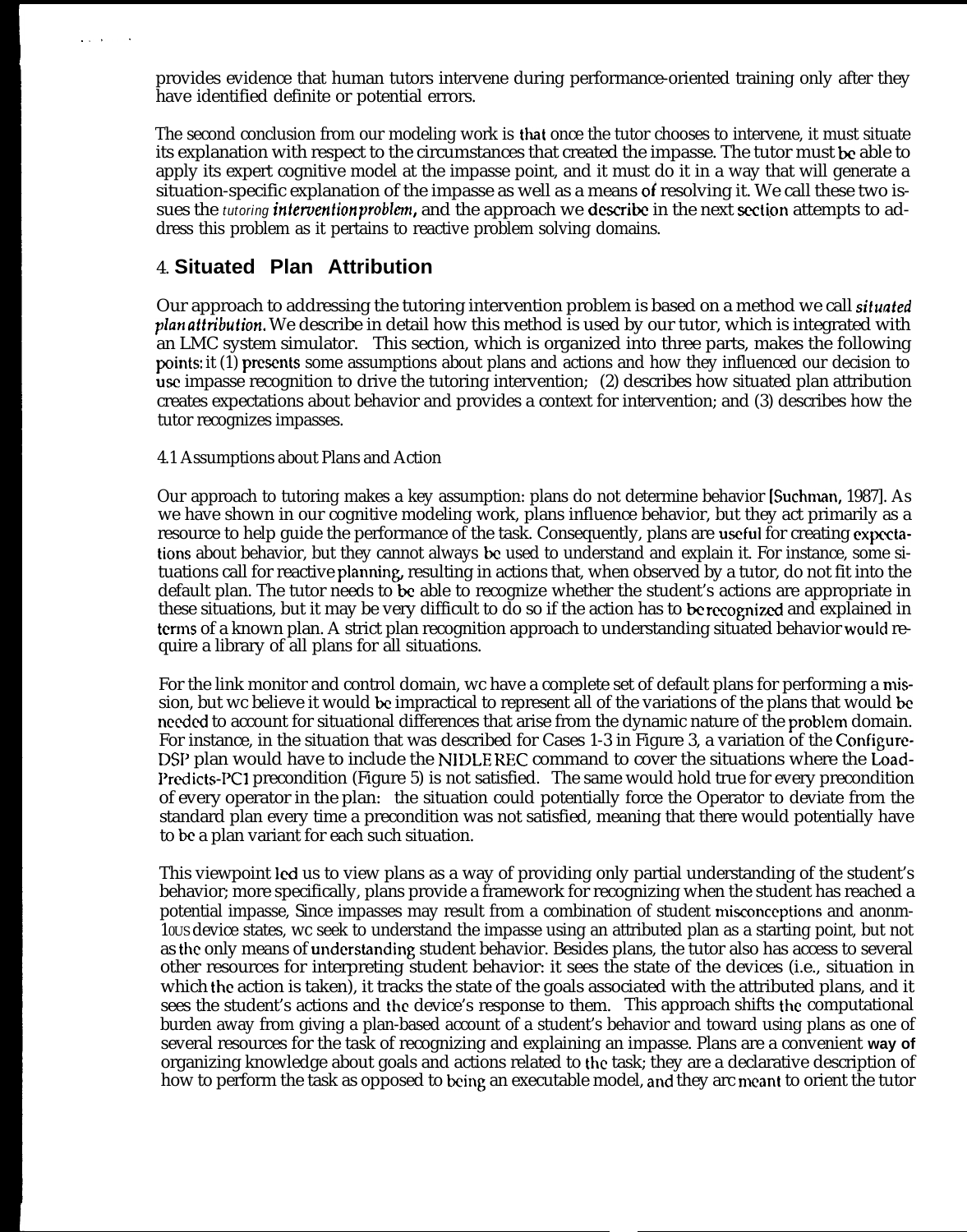provides evidence that human tutors intervene during performance-oriented training only after they have identified definite or potential errors.

The second conclusion from our modeling work is that once the tutor chooses to intervene, it must situate its explanation with respect to the circumstances that created the impasse. The tutor must be able to apply its expert cognitive model at the impasse point, and it must do it in a way that will generate a situation-specific explanation of the impasse as well as a means of resolving it. We call these two issues the *tutoring intervention problem*, and the approach we describe in the next section attempts to address this problem as it pertains to reactive problem solving domains.

## 4. Situated Plan Attribution

Our approach to addressing the tutoring intervention problem is based on a method we call *situated plan attribution*. We describe in detail how this method is used by our tutor, which is integrated with an LMC system simulator. This section, which is organized into three parts, makes the following points: it (1) presents some assumptions about plans and actions and how they influenced our decision to use impasse recognition to drive the tutoring intervention; (2) describes how situated plan attribution creates expectations about behavior and provides a context for intervention; and (3) describes how the tutor recognizes impasses.

### 4.1 Assumptions about Plans and Action

Our approach to tutoring makes a key assumption: plans do not determine behavior [Suchman, 1987]. As we have shown in our cognitive modeling work, plans influence behavior, but they act primarily as a resource to help guide the performance of the task. Consequently, plans are useful for creating expectations about behavior, but they cannot always be used to understand and explain it. For instance, some situations call for reactive planning, resulting in actions that, when observed by a tutor, do not fit into the default plan. The tutor needs to be able to recognize whether the student's actions are appropriate in these situations, but it may be very difficult to do so if the action has to be recognized and explained in terms of a known plan. A strict plan recognition approach to understanding situated behavior would require a library of all plans for all situations.

For the link monitor and control domain, we have a complete set of default plans for performing a mission, but we believe it would be impractical to represent all of the variations of the plans that would be needed to account for situational differences that arise from the dynamic nature of the problem domain. For instance, in the situation that was described for Cases 1-3 in Figure 3, a variation of the Configure-DSP plan would have to include the NIDLE REC command to cover the situations where the Load-Predicts-PC1 precondition (Figure 5) is not satisfied. The same would hold true for every precondition of every operator in the plan: the situation could potentially force the Operator to deviate from the standard plan every time a precondition was not satisfied, meaning that there would potentially have to be a plan variant for each such situation.

This viewpoint led us to view plans as a way of providing only partial understanding of the student's behavior; more specifically, plans provide a framework for recognizing when the student has reached a potential impasse, Since impasses may result from a combination of student misconceptions and anomalous device states, we seek to understand the impasse using an attributed plan as a starting point, but not as the only means of understanding student behavior. Besides plans, the tutor also has access to several other resources for interpreting student behavior: it sees the state of the devices (i.e., situation in which the action is taken), it tracks the state of the goals associated with the attributed plans, and it sees the student's actions and the device's response to them. This approach shifts the computational burden away from giving a plan-based account of a student's behavior and toward using plans as one of several resources for the task of recognizing and explaining an impasse. Plans are a convenient way of organizing knowledge about goals and actions related to the task; they are a declarative description of how to perform the task as opposed to being an executable model, and they are meant to orient the tutor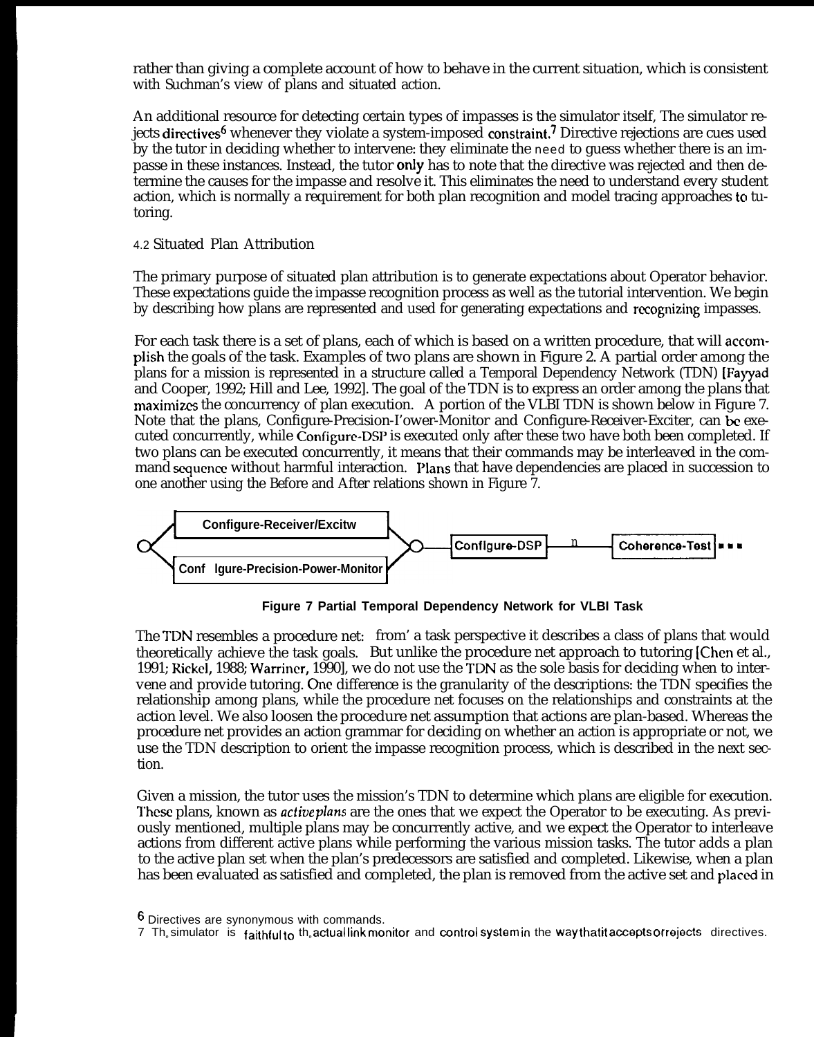rather than giving a complete account of how to behave in the current situation, which is consistent with Suchman's view of plans and situated action.

An additional resource for detecting certain types of impasses is the simulator itself, The simulator rejects directives[6] whenever they violate a system-imposed constraint.[7] Directive rejections are cues used by the tutor in deciding whether to intervene: they eliminate the need to guess whether there is an impasse in these instances. Instead, the tutor only has to note that the directive was rejected and then determine the causes for the impasse and resolve it. This eliminates the need to understand every student action, which is normally a requirement for both plan recognition and model tracing approaches to tutoring.

### 4.2 Situated Plan Attribution

The primary purpose of situated plan attribution is to generate expectations about Operator behavior. These expectations guide the impasse recognition process as well as the tutorial intervention. We begin by describing how plans are represented and used for generating expectations and recognizing impasses.

For each task there is a set of plans, each of which is based on a written procedure, that will accomplish the goals of the task. Examples of two plans are shown in Figure 2. A partial order among the plans for a mission is represented in a structure called a Temporal Dependency Network (TDN) [Fayyad and Cooper, 1992; Hill and Lee, 1992]. The goal of the TDN is to express an order among the plans that maximizes the concurrency of plan execution. A portion of the VLBI TDN is shown below in Figure 7. Note that the plans, Configure-Precision-Power-Monitor and Configure-Receiver-Exciter, can be executed concurrently, while Configure-DSP is executed only after these two have both been completed. If two plans can be executed concurrently, it means that their commands may be interleaved in the command sequence without harmful interaction. Plans that have dependencies are placed in succession to one another using the Before and After relations shown in Figure 7.

Configure-Receiver/Excitw — Conf Igure-Precision-Power-Monitor — Conflgure-DSP — Coherence-Test ...

**Figure 7 Partial Temporal Dependency Network for VLBI Task**

The TDN resembles a procedure net: from' a task perspective it describes a class of plans that would theoretically achieve the task goals. But unlike the procedure net approach to tutoring [Chen et al., 1991; Rickel, 1988; Warriner, 1990], we do not use the TDN as the sole basis for deciding when to intervene and provide tutoring. One difference is the granularity of the descriptions: the TDN specifies the relationship among plans, while the procedure net focuses on the relationships and constraints at the action level. We also loosen the procedure net assumption that actions are plan-based. Whereas the procedure net provides an action grammar for deciding on whether an action is appropriate or not, we use the TDN description to orient the impasse recognition process, which is described in the next section.

Given a mission, the tutor uses the mission's TDN to determine which plans are eligible for execution. These plans, known as *active plans* are the ones that we expect the Operator to be executing. As previously mentioned, multiple plans may be concurrently active, and we expect the Operator to interleave actions from different active plans while performing the various mission tasks. The tutor adds a plan to the active plan set when the plan's predecessors are satisfied and completed. Likewise, when a plan has been evaluated as satisfied and completed, the plan is removed from the active set and placed in

[6] Directives are synonymous with commands.

[7] The simulator is faithful to the actual link monitor and control system in the way that it accepts or rejects directives.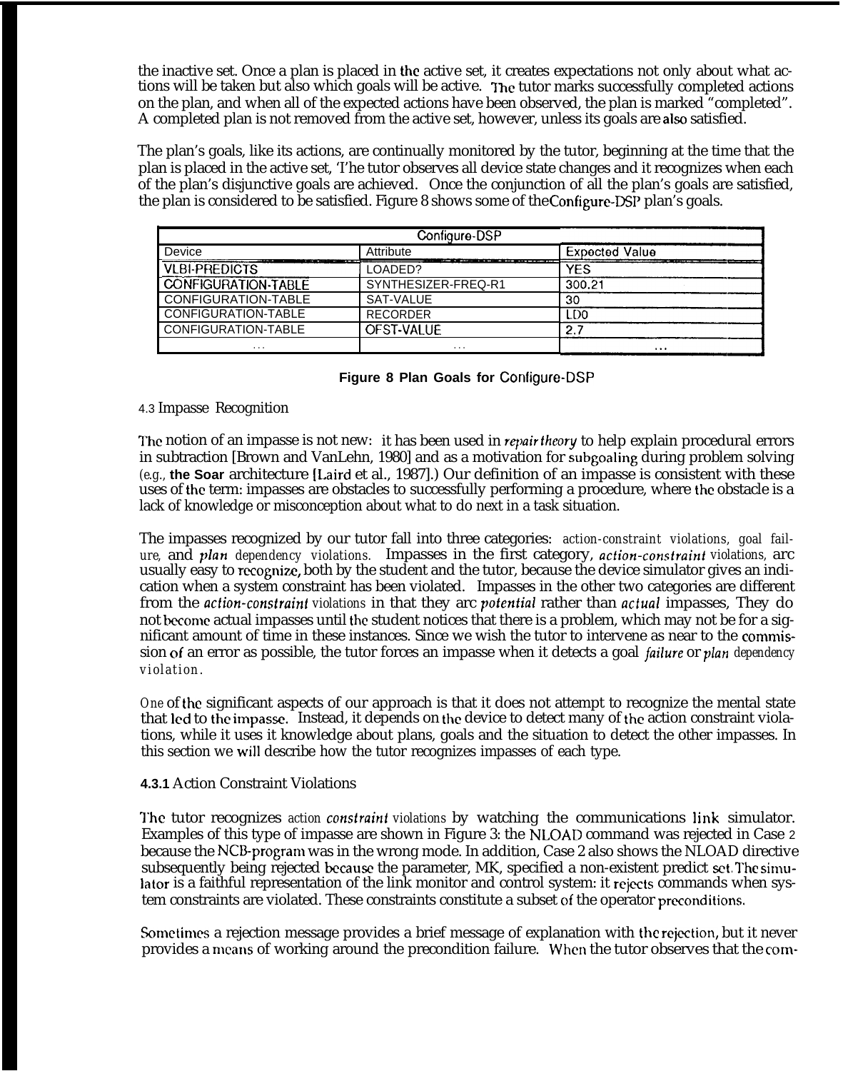the inactive set. Once a plan is placed in the active set, it creates expectations not only about what actions will be taken but also which goals will be active. The tutor marks successfully completed actions on the plan, and when all of the expected actions have been observed, the plan is marked "completed". A completed plan is not removed from the active set, however, unless its goals are also satisfied.

The plan's goals, like its actions, are continually monitored by the tutor, beginning at the time that the plan is placed in the active set, The tutor observes all device state changes and it recognizes when each of the plan's disjunctive goals are achieved. Once the conjunction of all the plan's goals are satisfied, the plan is considered to be satisfied. Figure 8 shows some of the Configure-DSP plan's goals.

| Configure-DSP | | |
|---|---|---|
| Device | Attribute | Expected Value |
| VLBI-PREDICTS | LOADED? | YES |
| CONFIGURATION-TABLE | SYNTHESIZER-FREQ-R1 | 300.21 |
| CONFIGURATION-TABLE | SAT-VALUE | 30 |
| CONFIGURATION-TABLE | RECORDER | LD0 |
| CONFIGURATION-TABLE | OFST-VALUE | 2.7 |
| ... | ... | ... |

**Figure 8 Plan Goals for Configure-DSP**

### 4.3 Impasse Recognition

The notion of an impasse is not new: it has been used in *repair theory* to help explain procedural errors in subtraction [Brown and VanLehn, 1980] and as a motivation for subgoaling during problem solving (e.g., **the Soar** architecture [Laird et al., 1987].) Our definition of an impasse is consistent with these uses of the term: impasses are obstacles to successfully performing a procedure, where the obstacle is a lack of knowledge or misconception about what to do next in a task situation.

The impasses recognized by our tutor fall into three categories: action-constraint violations, goal failure, and *plan* dependency violations. Impasses in the first category, *action-constraint* violations, are usually easy to recognize, both by the student and the tutor, because the device simulator gives an indication when a system constraint has been violated. Impasses in the other two categories are different from the *action-constraint* violations in that they are *potential* rather than *actual* impasses, They do not become actual impasses until the student notices that there is a problem, which may not be for a significant amount of time in these instances. Since we wish the tutor to intervene as near to the commission of an error as possible, the tutor forces an impasse when it detects a goal *failure* or *plan* dependency violation.

One of the significant aspects of our approach is that it does not attempt to recognize the mental state that led to the impasse. Instead, it depends on the device to detect many of the action constraint violations, while it uses it knowledge about plans, goals and the situation to detect the other impasses. In this section we will describe how the tutor recognizes impasses of each type.

#### 4.3.1 Action Constraint Violations

The tutor recognizes action *constraint* violations by watching the communications link simulator. Examples of this type of impasse are shown in Figure 3: the NLOAD command was rejected in Case 2 because the NCB-program was in the wrong mode. In addition, Case 2 also shows the NLOAD directive subsequently being rejected because the parameter, MK, specified a non-existent predict set. The simulator is a faithful representation of the link monitor and control system: it rejects commands when system constraints are violated. These constraints constitute a subset of the operator preconditions.

Sometimes a rejection message provides a brief message of explanation with the rejection, but it never provides a means of working around the precondition failure. When the tutor observes that the com-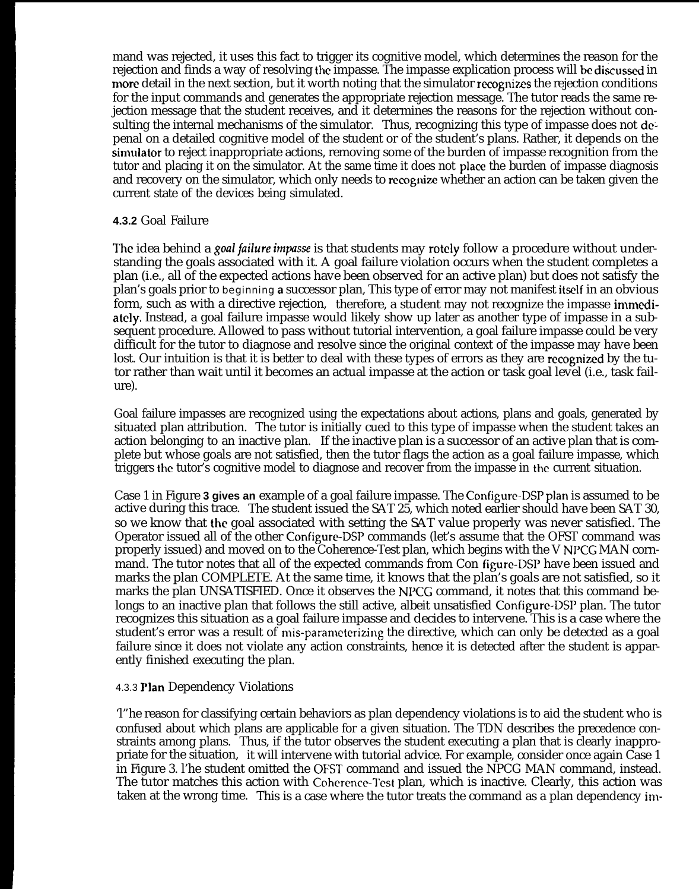mand was rejected, it uses this fact to trigger its cognitive model, which determines the reason for the rejection and finds a way of resolving the impasse. The impasse explication process will be discussed in more detail in the next section, but it worth noting that the simulator recognizes the rejection conditions for the input commands and generates the appropriate rejection message. The tutor reads the same rejection message that the student receives, and it determines the reasons for the rejection without consulting the internal mechanisms of the simulator. Thus, recognizing this type of impasse does not depenal on a detailed cognitive model of the student or of the student's plans. Rather, it depends on the simulator to reject inappropriate actions, removing some of the burden of impasse recognition from the tutor and placing it on the simulator. At the same time it does not place the burden of impasse diagnosis and recovery on the simulator, which only needs to recognize whether an action can be taken given the current state of the devices being simulated.

#### 4.3.2 Goal Failure

The idea behind a *goal failure impasse* is that students may rotely follow a procedure without understanding the goals associated with it. A goal failure violation occurs when the student completes a plan (i.e., all of the expected actions have been observed for an active plan) but does not satisfy the plan's goals prior to beginning a successor plan, This type of error may not manifest itself in an obvious form, such as with a directive rejection, therefore, a student may not recognize the impasse immediately. Instead, a goal failure impasse would likely show up later as another type of impasse in a subsequent procedure. Allowed to pass without tutorial intervention, a goal failure impasse could be very difficult for the tutor to diagnose and resolve since the original context of the impasse may have been lost. Our intuition is that it is better to deal with these types of errors as they are recognized by the tutor rather than wait until it becomes an actual impasse at the action or task goal level (i.e., task failure).

Goal failure impasses are recognized using the expectations about actions, plans and goals, generated by situated plan attribution. The tutor is initially cued to this type of impasse when the student takes an action belonging to an inactive plan. If the inactive plan is a successor of an active plan that is complete but whose goals are not satisfied, then the tutor flags the action as a goal failure impasse, which triggers the tutor's cognitive model to diagnose and recover from the impasse in the current situation.

Case 1 in Figure 3 gives an example of a goal failure impasse. The Configure-DSP plan is assumed to be active during this trace. The student issued the SAT 25, which noted earlier should have been SAT 30, so we know that the goal associated with setting the SAT value properly was never satisfied. The Operator issued all of the other Configure-DSP commands (let's assume that the OFST command was properly issued) and moved on to the Coherence-Test plan, which begins with the V NPCG MAN command. The tutor notes that all of the expected commands from Con figure-DSP have been issued and marks the plan COMPLETE. At the same time, it knows that the plan's goals are not satisfied, so it marks the plan UNSATISFIED. Once it observes the NPCG command, it notes that this command belongs to an inactive plan that follows the still active, albeit unsatisfied Configure-DSP plan. The tutor recognizes this situation as a goal failure impasse and decides to intervene. This is a case where the student's error was a result of mis-parameterizing the directive, which can only be detected as a goal failure since it does not violate any action constraints, hence it is detected after the student is apparently finished executing the plan.

#### 4.3.3 Plan Dependency Violations

The reason for classifying certain behaviors as plan dependency violations is to aid the student who is confused about which plans are applicable for a given situation. The TDN describes the precedence constraints among plans. Thus, if the tutor observes the student executing a plan that is clearly inappropriate for the situation, it will intervene with tutorial advice. For example, consider once again Case 1 in Figure 3. The student omitted the OFST command and issued the NPCG MAN command, instead. The tutor matches this action with Coherence-Test plan, which is inactive. Clearly, this action was taken at the wrong time. This is a case where the tutor treats the command as a plan dependency im-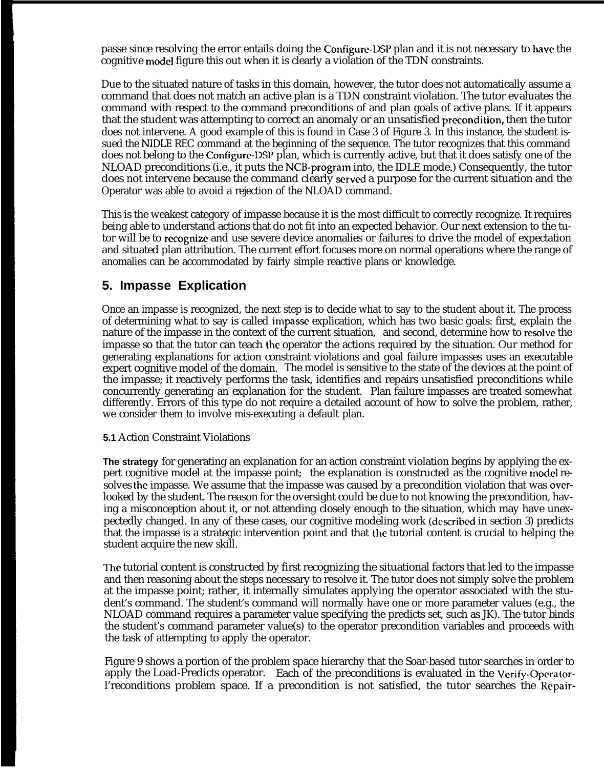passe since resolving the error entails doing the Configure-DSP plan and it is not necessary to have the cognitive model figure this out when it is clearly a violation of the TDN constraints.

Due to the situated nature of tasks in this domain, however, the tutor does not automatically assume a command that does not match an active plan is a TDN constraint violation. The tutor evaluates the command with respect to the command preconditions of and plan goals of active plans. If it appears that the student was attempting to correct an anomaly or an unsatisfied precondition, then the tutor does not intervene. A good example of this is found in Case 3 of Figure 3. In this instance, the student issued the NIDLE REC command at the beginning of the sequence. The tutor recognizes that this command does not belong to the Configure-DSP plan, which is currently active, but that it does satisfy one of the NLOAD preconditions (i.e., it puts the NCB-program into, the IDLE mode.) Consequently, the tutor does not intervene because the command clearly served a purpose for the current situation and the Operator was able to avoid a rejection of the NLOAD command.

This is the weakest category of impasse because it is the most difficult to correctly recognize. It requires being able to understand actions that do not fit into an expected behavior. Our next extension to the tutor will be to recognize and use severe device anomalies or failures to drive the model of expectation and situated plan attribution. The current effort focuses more on normal operations where the range of anomalies can be accommodated by fairly simple reactive plans or knowledge.

## 5. Impasse Explication

Once an impasse is recognized, the next step is to decide what to say to the student about it. The process of determining what to say is called impasse explication, which has two basic goals: first, explain the nature of the impasse in the context of the current situation, and second, determine how to resolve the impasse so that the tutor can teach the operator the actions required by the situation. Our method for generating explanations for action constraint violations and goal failure impasses uses an executable expert cognitive model of the domain. The model is sensitive to the state of the devices at the point of the impasse; it reactively performs the task, identifies and repairs unsatisfied preconditions while concurrently generating an explanation for the student. Plan failure impasses are treated somewhat differently. Errors of this type do not require a detailed account of how to solve the problem, rather, we consider them to involve mis-executing a default plan.

### 5.1 Action Constraint Violations

**The strategy** for generating an explanation for an action constraint violation begins by applying the expert cognitive model at the impasse point; the explanation is constructed as the cognitive model resolves the impasse. We assume that the impasse was caused by a precondition violation that was overlooked by the student. The reason for the oversight could be due to not knowing the precondition, having a misconception about it, or not attending closely enough to the situation, which may have unexpectedly changed. In any of these cases, our cognitive modeling work (described in section 3) predicts that the impasse is a strategic intervention point and that the tutorial content is crucial to helping the student acquire the new skill.

The tutorial content is constructed by first recognizing the situational factors that led to the impasse and then reasoning about the steps necessary to resolve it. The tutor does not simply solve the problem at the impasse point; rather, it internally simulates applying the operator associated with the student's command. The student's command will normally have one or more parameter values (e.g., the NLOAD command requires a parameter value specifying the predicts set, such as JK). The tutor binds the student's command parameter value(s) to the operator precondition variables and proceeds with the task of attempting to apply the operator.

Figure 9 shows a portion of the problem space hierarchy that the Soar-based tutor searches in order to apply the Load-Predicts operator. Each of the preconditions is evaluated in the Verify-Operator-Preconditions problem space. If a precondition is not satisfied, the tutor searches the Repair-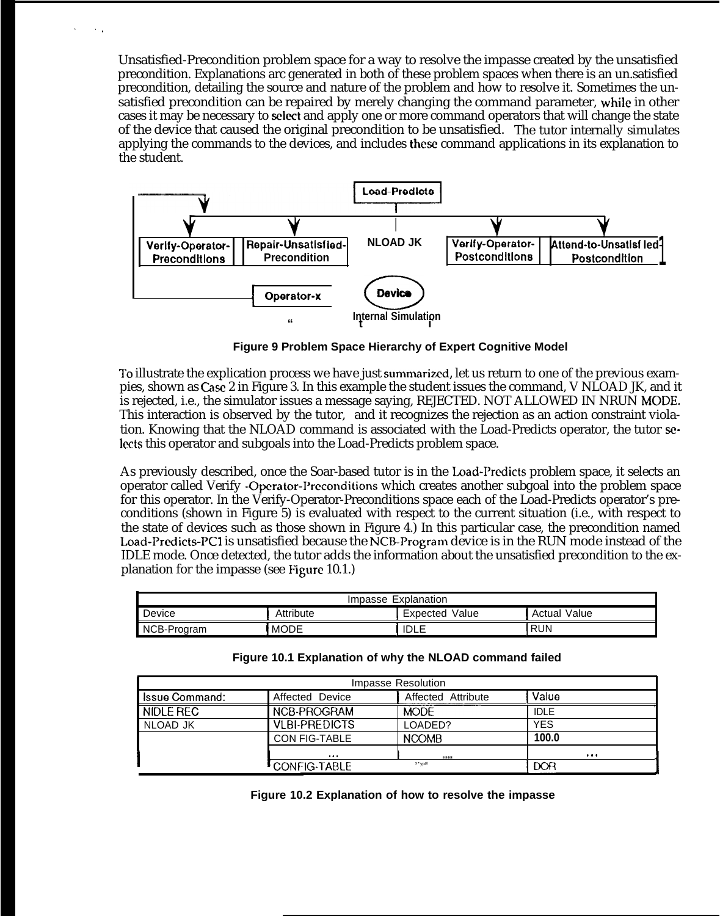Unsatisfied-Precondition problem space for a way to resolve the impasse created by the unsatisfied precondition. Explanations are generated in both of these problem spaces when there is an unsatisfied precondition, detailing the source and nature of the problem and how to resolve it. Sometimes the unsatisfied precondition can be repaired by merely changing the command parameter, while in other cases it may be necessary to select and apply one or more command operators that will change the state of the device that caused the original precondition to be unsatisfied. The tutor internally simulates applying the commands to the devices, and includes these command applications in its explanation to the student.

Load-Predicts

Verify-Operator-Preconditions | Repair-Unsatisfied-Precondition | NLOAD JK | Verify-Operator-Postconditions | Attend-to-Unsatisfied-Postcondition

Operator-x | Device | Internal Simulation

**Figure 9 Problem Space Hierarchy of Expert Cognitive Model**

To illustrate the explication process we have just summarized, let us return to one of the previous examples, shown as Case 2 in Figure 3. In this example the student issues the command, V NLOAD JK, and it is rejected, i.e., the simulator issues a message saying, REJECTED. NOT ALLOWED IN NRUN MODE. This interaction is observed by the tutor, and it recognizes the rejection as an action constraint violation. Knowing that the NLOAD command is associated with the Load-Predicts operator, the tutor selects this operator and subgoals into the Load-Predicts problem space.

As previously described, once the Soar-based tutor is in the Load-Predicts problem space, it selects an operator called Verify-Operator-Preconditions which creates another subgoal into the problem space for this operator. In the Verify-Operator-Preconditions space each of the Load-Predicts operator's preconditions (shown in Figure 5) is evaluated with respect to the current situation (i.e., with respect to the state of devices such as those shown in Figure 4.) In this particular case, the precondition named Load-Predicts-PC1 is unsatisfied because the NCB-Program device is in the RUN mode instead of the IDLE mode. Once detected, the tutor adds the information about the unsatisfied precondition to the explanation for the impasse (see Figure 10.1.)

| Impasse Explanation | | | |
|---|---|---|---|
| Device | Attribute | Expected Value | Actual Value |
| NCB-Program | MODE | IDLE | RUN |

**Figure 10.1 Explanation of why the NLOAD command failed**

| Impasse Resolution | | | |
|---|---|---|---|
| Issue Command: | Affected Device | Affected Attribute | Value |
| NIDLE REC | NCB-PROGRAM | MODE | IDLE |
| NLOAD JK | VLBI-PREDICTS | LOADED? | YES |
| | CONFIG-TABLE | NCOMB | 100.0 |
| | ... | ... | ... |
| | CONFIG-TABLE | TYPE | DOR |

**Figure 10.2 Explanation of how to resolve the impasse**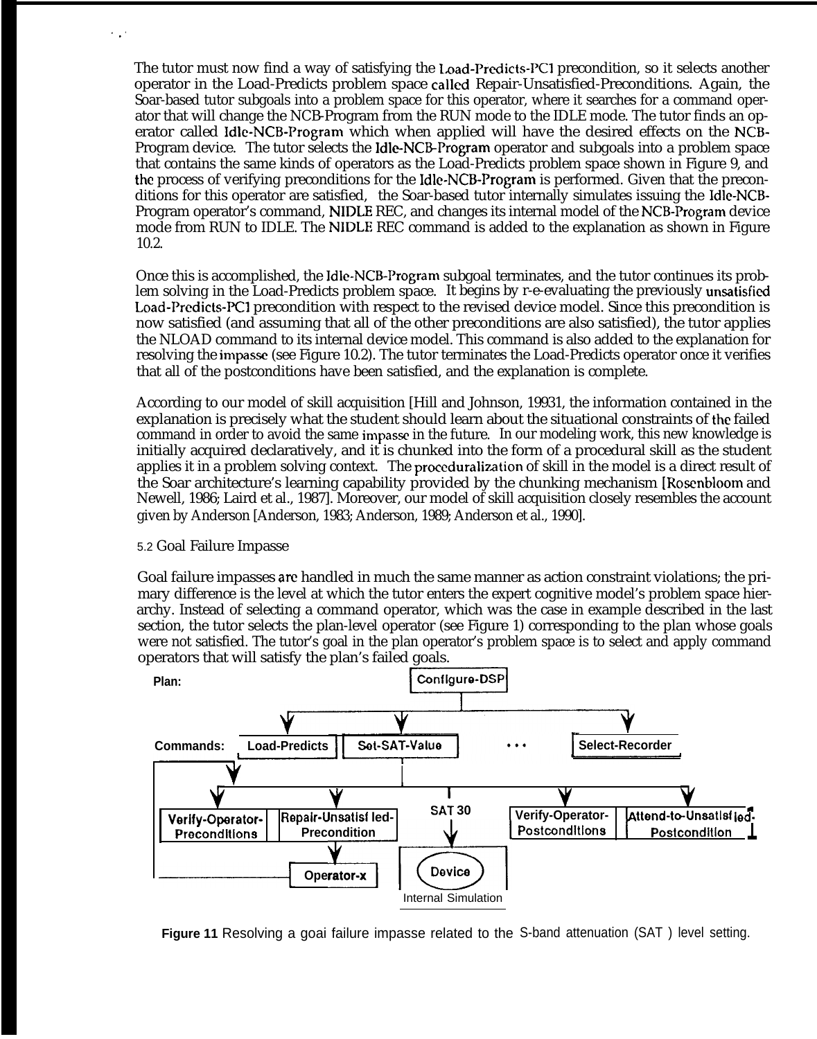The tutor must now find a way of satisfying the Load-Predicts-PC1 precondition, so it selects another operator in the Load-Predicts problem space called Repair-Unsatisfied-Preconditions. Again, the Soar-based tutor subgoals into a problem space for this operator, where it searches for a command operator that will change the NCB-Program from the RUN mode to the IDLE mode. The tutor finds an operator called Idle-NCB-Program which when applied will have the desired effects on the NCB-Program device. The tutor selects the Idle-NCB-Program operator and subgoals into a problem space that contains the same kinds of operators as the Load-Predicts problem space shown in Figure 9, and the process of verifying preconditions for the Idle-NCB-Program is performed. Given that the preconditions for this operator are satisfied, the Soar-based tutor internally simulates issuing the Idle-NCB-Program operator's command, NIDLE REC, and changes its internal model of the NCB-Program device mode from RUN to IDLE. The NIDLE REC command is added to the explanation as shown in Figure 10.2.

Once this is accomplished, the Idle-NCB-Program subgoal terminates, and the tutor continues its problem solving in the Load-Predicts problem space. It begins by r-e-evaluating the previously unsatisfied Load-Predicts-PC1 precondition with respect to the revised device model. Since this precondition is now satisfied (and assuming that all of the other preconditions are also satisfied), the tutor applies the NLOAD command to its internal device model. This command is also added to the explanation for resolving the impasse (see Figure 10.2). The tutor terminates the Load-Predicts operator once it verifies that all of the postconditions have been satisfied, and the explanation is complete.

According to our model of skill acquisition [Hill and Johnson, 19931, the information contained in the explanation is precisely what the student should learn about the situational constraints of the failed command in order to avoid the same impasse in the future. In our modeling work, this new knowledge is initially acquired declaratively, and it is chunked into the form of a procedural skill as the student applies it in a problem solving context. The proceduralization of skill in the model is a direct result of the Soar architecture's learning capability provided by the chunking mechanism [Rosenbloom and Newell, 1986; Laird et al., 1987]. Moreover, our model of skill acquisition closely resembles the account given by Anderson [Anderson, 1983; Anderson, 1989; Anderson et al., 1990].

### 5.2 Goal Failure Impasse

Goal failure impasses are handled in much the same manner as action constraint violations; the primary difference is the level at which the tutor enters the expert cognitive model's problem space hierarchy. Instead of selecting a command operator, which was the case in example described in the last section, the tutor selects the plan-level operator (see Figure 1) corresponding to the plan whose goals were not satisfied. The tutor's goal in the plan operator's problem space is to select and apply command operators that will satisfy the plan's failed goals.

Plan: Configure-DSP

Commands: Load-Predicts | Set-SAT-Value | ... | Select-Recorder

Verify-Operator-Preconditions | Repair-Unsatisfied-Precondition | SAT 30 | Verify-Operator-Postconditions | Attend-to-Unsatisfied-Postcondition

Operator-x | Device | Internal Simulation

**Figure 11** Resolving a goal failure impasse related to the S-band attenuation (SAT ) level setting.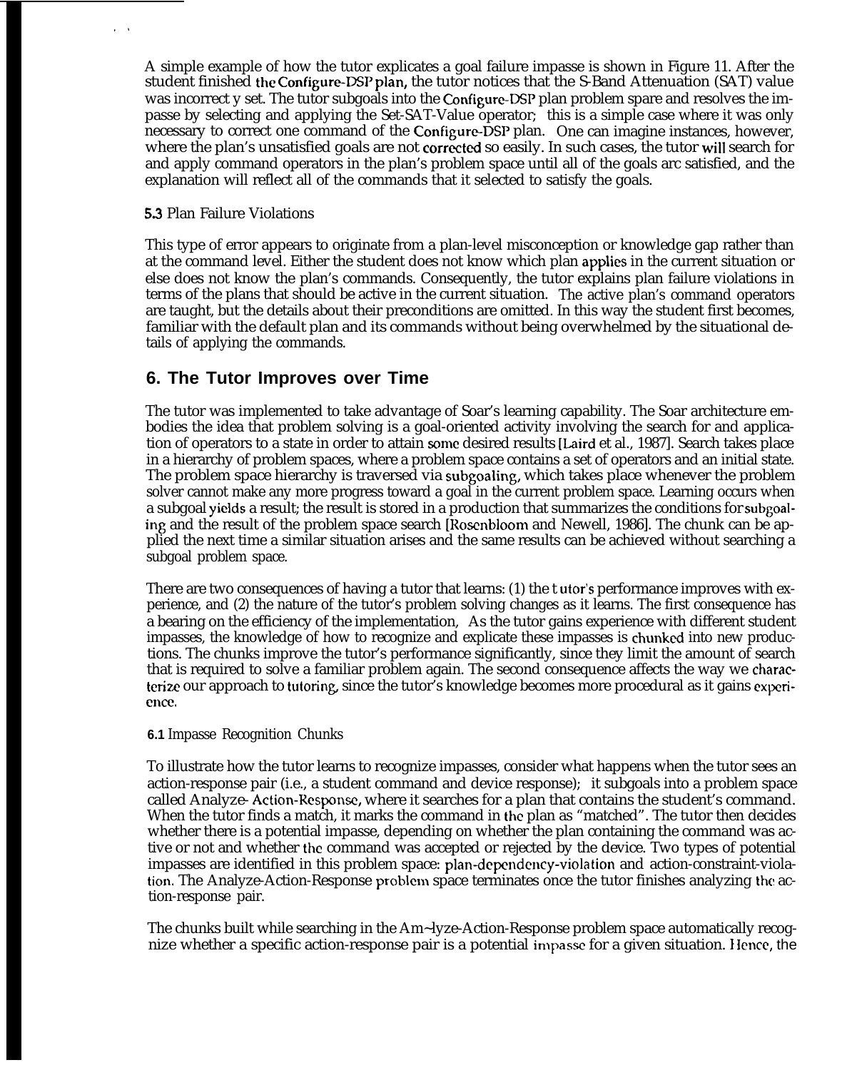A simple example of how the tutor explicates a goal failure impasse is shown in Figure 11. After the student finished the Configure-DSP plan, the tutor notices that the S-Band Attenuation (SAT) value was incorrect y set. The tutor subgoals into the Configure-DSP plan problem spare and resolves the impasse by selecting and applying the Set-SAT-Value operator; this is a simple case where it was only necessary to correct one command of the Configure-DSP plan. One can imagine instances, however, where the plan's unsatisfied goals are not corrected so easily. In such cases, the tutor will search for and apply command operators in the plan's problem space until all of the goals arc satisfied, and the explanation will reflect all of the commands that it selected to satisfy the goals.

### 5.3 Plan Failure Violations

This type of error appears to originate from a plan-level misconception or knowledge gap rather than at the command level. Either the student does not know which plan applies in the current situation or else does not know the plan's commands. Consequently, the tutor explains plan failure violations in terms of the plans that should be active in the current situation. The active plan's command operators are taught, but the details about their preconditions are omitted. In this way the student first becomes, familiar with the default plan and its commands without being overwhelmed by the situational details of applying the commands.

## 6. The Tutor Improves over Time

The tutor was implemented to take advantage of Soar's learning capability. The Soar architecture embodies the idea that problem solving is a goal-oriented activity involving the search for and application of operators to a state in order to attain some desired results [Laird et al., 1987]. Search takes place in a hierarchy of problem spaces, where a problem space contains a set of operators and an initial state. The problem space hierarchy is traversed via subgoaling, which takes place whenever the problem solver cannot make any more progress toward a goal in the current problem space. Learning occurs when a subgoal yields a result; the result is stored in a production that summarizes the conditions for subgoaling and the result of the problem space search [Rosenbloom and Newell, 1986]. The chunk can be applied the next time a similar situation arises and the same results can be achieved without searching a subgoal problem space.

There are two consequences of having a tutor that learns: (1) the tutor's performance improves with experience, and (2) the nature of the tutor's problem solving changes as it learns. The first consequence has a bearing on the efficiency of the implementation, As the tutor gains experience with different student impasses, the knowledge of how to recognize and explicate these impasses is chunked into new productions. The chunks improve the tutor's performance significantly, since they limit the amount of search that is required to solve a familiar problem again. The second consequence affects the way we characterize our approach to tutoring, since the tutor's knowledge becomes more procedural as it gains experience.

### 6.1 Impasse Recognition Chunks

To illustrate how the tutor learns to recognize impasses, consider what happens when the tutor sees an action-response pair (i.e., a student command and device response); it subgoals into a problem space called Analyze- Action-Response, where it searches for a plan that contains the student's command. When the tutor finds a match, it marks the command in the plan as "matched". The tutor then decides whether there is a potential impasse, depending on whether the plan containing the command was active or not and whether the command was accepted or rejected by the device. Two types of potential impasses are identified in this problem space: plan-dependency-violation and action-constraint-violation. The Analyze-Action-Response problem space terminates once the tutor finishes analyzing the action-response pair.

The chunks built while searching in the Analyze-Action-Response problem space automatically recognize whether a specific action-response pair is a potential impasse for a given situation. Hence, the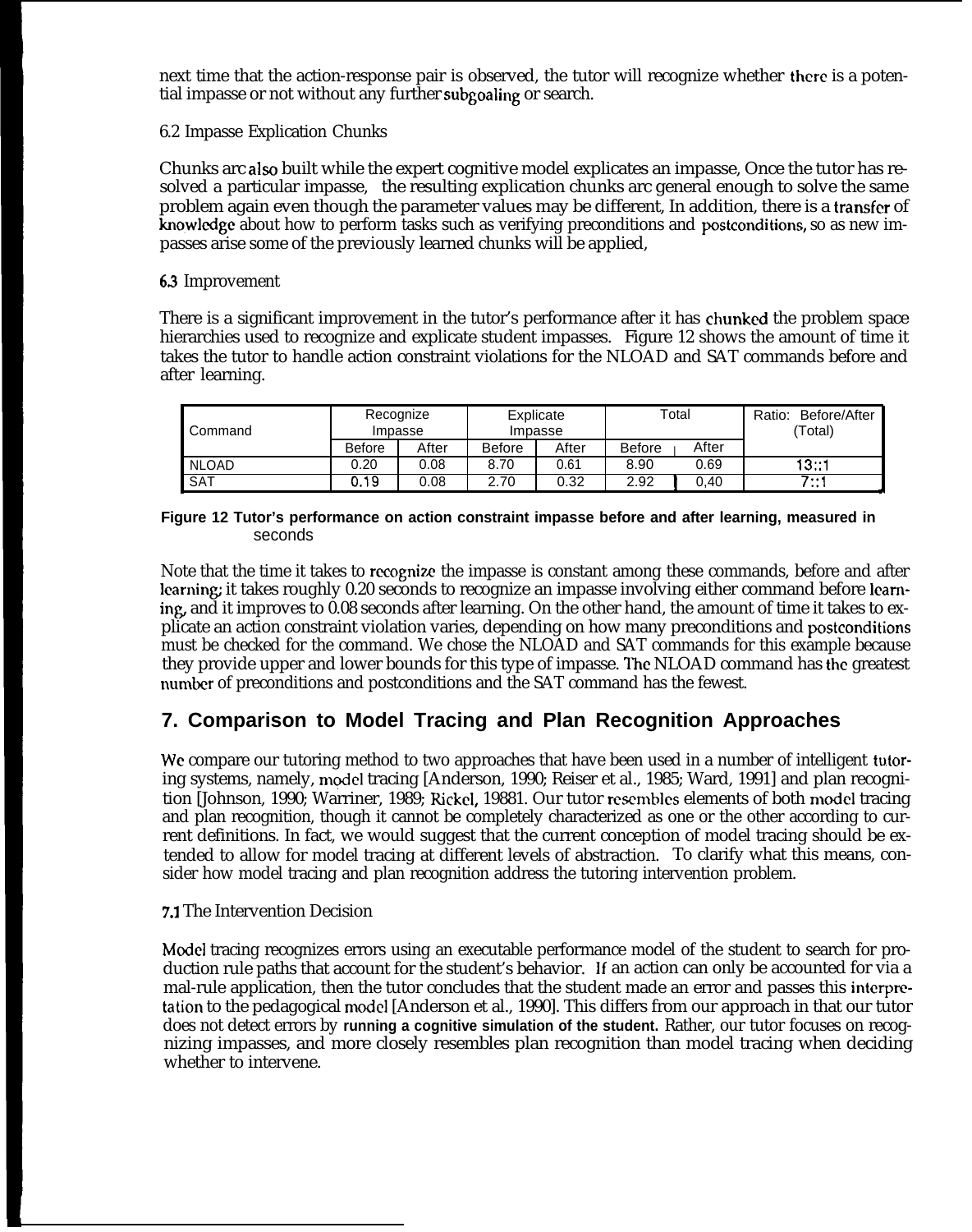next time that the action-response pair is observed, the tutor will recognize whether there is a potential impasse or not without any further subgoaling or search.

6.2 Impasse Explication Chunks

Chunks are also built while the expert cognitive model explicates an impasse, Once the tutor has resolved a particular impasse, the resulting explication chunks are general enough to solve the same problem again even though the parameter values may be different, In addition, there is a transfer of knowledge about how to perform tasks such as verifying preconditions and postconditions, so as new impasses arise some of the previously learned chunks will be applied,

6.3 Improvement

There is a significant improvement in the tutor's performance after it has chunked the problem space hierarchies used to recognize and explicate student impasses. Figure 12 shows the amount of time it takes the tutor to handle action constraint violations for the NLOAD and SAT commands before and after learning.

| Command | Recognize Impasse | | Explicate Impasse | | Total | | Ratio: Before/After (Total) |
|---|---|---|---|---|---|---|---|
| | Before | After | Before | After | Before | After | |
| NLOAD | 0.20 | 0.08 | 8.70 | 0.61 | 8.90 | 0.69 | 13::1 |
| SAT | 0.19 | 0.08 | 2.70 | 0.32 | 2.92 | 0,40 | 7::1 |

**Figure 12 Tutor's performance on action constraint impasse before and after learning, measured in** seconds

Note that the time it takes to recognize the impasse is constant among these commands, before and after learning; it takes roughly 0.20 seconds to recognize an impasse involving either command before learning, and it improves to 0.08 seconds after learning. On the other hand, the amount of time it takes to explicate an action constraint violation varies, depending on how many preconditions and postconditions must be checked for the command. We chose the NLOAD and SAT commands for this example because they provide upper and lower bounds for this type of impasse. The NLOAD command has the greatest number of preconditions and postconditions and the SAT command has the fewest.

## 7. Comparison to Model Tracing and Plan Recognition Approaches

We compare our tutoring method to two approaches that have been used in a number of intelligent tutoring systems, namely, model tracing [Anderson, 1990; Reiser et al., 1985; Ward, 1991] and plan recognition [Johnson, 1990; Warriner, 1989; Rickel, 19881. Our tutor resembles elements of both model tracing and plan recognition, though it cannot be completely characterized as one or the other according to current definitions. In fact, we would suggest that the current conception of model tracing should be extended to allow for model tracing at different levels of abstraction. To clarify what this means, consider how model tracing and plan recognition address the tutoring intervention problem.

7.1 The Intervention Decision

Model tracing recognizes errors using an executable performance model of the student to search for production rule paths that account for the student's behavior. If an action can only be accounted for via a mal-rule application, then the tutor concludes that the student made an error and passes this interpretation to the pedagogical model [Anderson et al., 1990]. This differs from our approach in that our tutor does not detect errors by **running a cognitive simulation of the student.** Rather, our tutor focuses on recognizing impasses, and more closely resembles plan recognition than model tracing when deciding whether to intervene.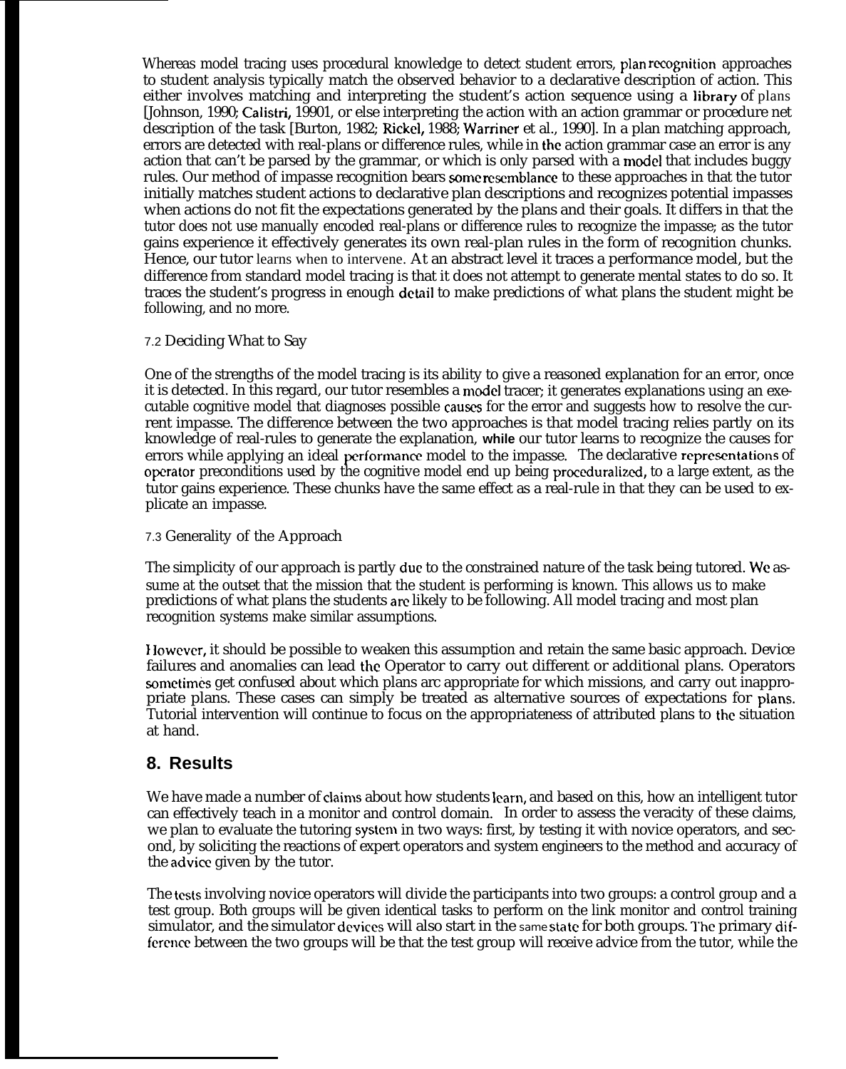Whereas model tracing uses procedural knowledge to detect student errors, plan recognition approaches to student analysis typically match the observed behavior to a declarative description of action. This either involves matching and interpreting the student's action sequence using a library of plans [Johnson, 1990; Calistri, 19901, or else interpreting the action with an action grammar or procedure net description of the task [Burton, 1982; Rickel, 1988; Warriner et al., 1990]. In a plan matching approach, errors are detected with real-plans or difference rules, while in the action grammar case an error is any action that can't be parsed by the grammar, or which is only parsed with a model that includes buggy rules. Our method of impasse recognition bears some resemblance to these approaches in that the tutor initially matches student actions to declarative plan descriptions and recognizes potential impasses when actions do not fit the expectations generated by the plans and their goals. It differs in that the tutor does not use manually encoded real-plans or difference rules to recognize the impasse; as the tutor gains experience it effectively generates its own real-plan rules in the form of recognition chunks. Hence, our tutor learns when to intervene. At an abstract level it traces a performance model, but the difference from standard model tracing is that it does not attempt to generate mental states to do so. It traces the student's progress in enough detail to make predictions of what plans the student might be following, and no more.

### 7.2 Deciding What to Say

One of the strengths of the model tracing is its ability to give a reasoned explanation for an error, once it is detected. In this regard, our tutor resembles a model tracer; it generates explanations using an executable cognitive model that diagnoses possible causes for the error and suggests how to resolve the current impasse. The difference between the two approaches is that model tracing relies partly on its knowledge of real-rules to generate the explanation, while our tutor learns to recognize the causes for errors while applying an ideal performance model to the impasse. The declarative representations of operator preconditions used by the cognitive model end up being proceduralized, to a large extent, as the tutor gains experience. These chunks have the same effect as a real-rule in that they can be used to explicate an impasse.

### 7.3 Generality of the Approach

The simplicity of our approach is partly due to the constrained nature of the task being tutored. We assume at the outset that the mission that the student is performing is known. This allows us to make predictions of what plans the students are likely to be following. All model tracing and most plan recognition systems make similar assumptions.

However, it should be possible to weaken this assumption and retain the same basic approach. Device failures and anomalies can lead the Operator to carry out different or additional plans. Operators sometimes get confused about which plans arc appropriate for which missions, and carry out inappropriate plans. These cases can simply be treated as alternative sources of expectations for plans. Tutorial intervention will continue to focus on the appropriateness of attributed plans to the situation at hand.

## 8. Results

We have made a number of claims about how students learn, and based on this, how an intelligent tutor can effectively teach in a monitor and control domain. In order to assess the veracity of these claims, we plan to evaluate the tutoring system in two ways: first, by testing it with novice operators, and second, by soliciting the reactions of expert operators and system engineers to the method and accuracy of the advice given by the tutor.

The tests involving novice operators will divide the participants into two groups: a control group and a test group. Both groups will be given identical tasks to perform on the link monitor and control training simulator, and the simulator devices will also start in the same state for both groups. The primary difference between the two groups will be that the test group will receive advice from the tutor, while the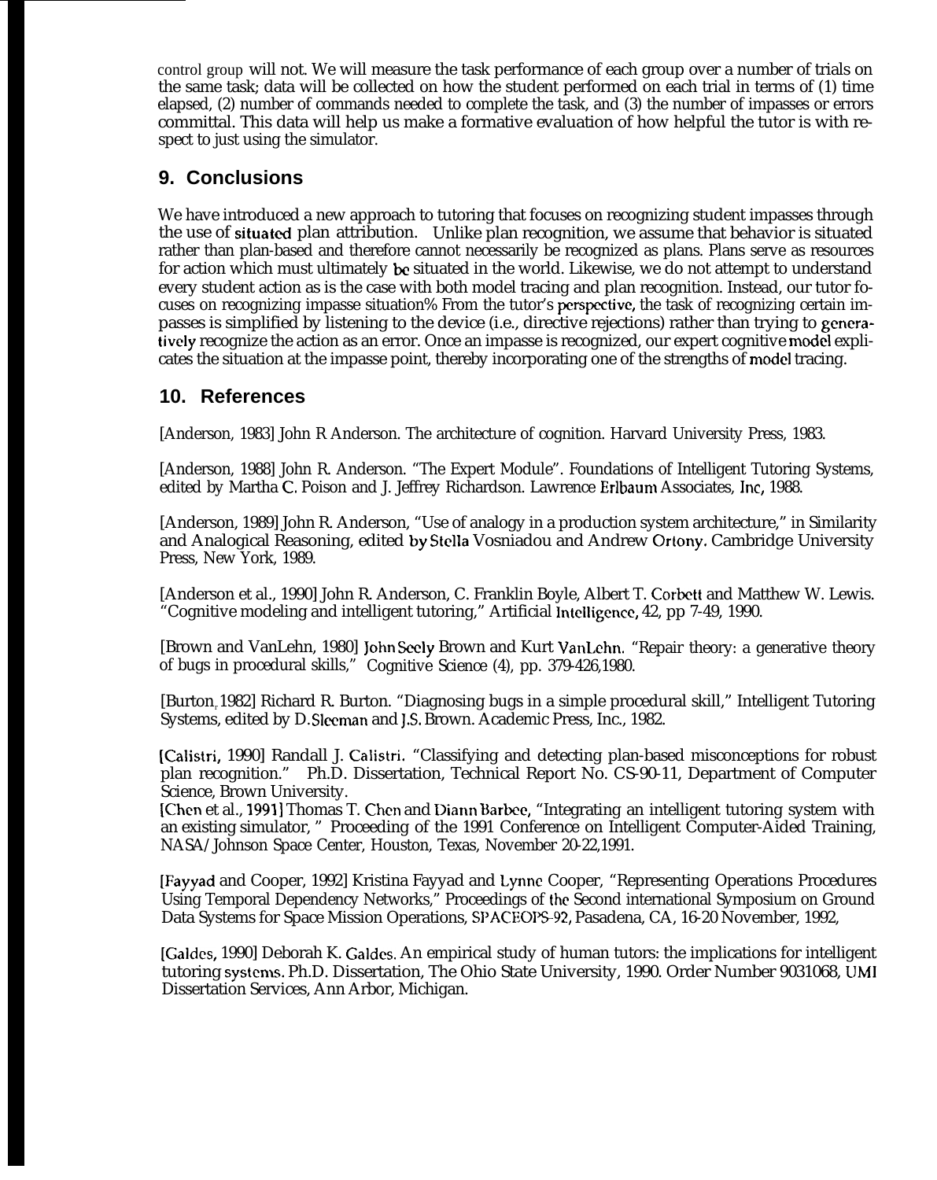control group will not. We will measure the task performance of each group over a number of trials on the same task; data will be collected on how the student performed on each trial in terms of (1) time elapsed, (2) number of commands needed to complete the task, and (3) the number of impasses or errors committal. This data will help us make a formative evaluation of how helpful the tutor is with respect to just using the simulator.

## 9. Conclusions

We have introduced a new approach to tutoring that focuses on recognizing student impasses through the use of situated plan attribution. Unlike plan recognition, we assume that behavior is situated rather than plan-based and therefore cannot necessarily be recognized as plans. Plans serve as resources for action which must ultimately be situated in the world. Likewise, we do not attempt to understand every student action as is the case with both model tracing and plan recognition. Instead, our tutor focuses on recognizing impasse situation% From the tutor's perspective, the task of recognizing certain impasses is simplified by listening to the device (i.e., directive rejections) rather than trying to generatively recognize the action as an error. Once an impasse is recognized, our expert cognitive model explicates the situation at the impasse point, thereby incorporating one of the strengths of model tracing.

## 10. References

[Anderson, 1983] John R Anderson. The architecture of cognition. Harvard University Press, 1983.

[Anderson, 1988] John R. Anderson. "The Expert Module". Foundations of Intelligent Tutoring Systems, edited by Martha C. Poison and J. Jeffrey Richardson. Lawrence Erlbaum Associates, Inc, 1988.

[Anderson, 1989] John R. Anderson, "Use of analogy in a production system architecture," in Similarity and Analogical Reasoning, edited by Stella Vosniadou and Andrew Ortony. Cambridge University Press, New York, 1989.

[Anderson et al., 1990] John R. Anderson, C. Franklin Boyle, Albert T. Corbett and Matthew W. Lewis. "Cognitive modeling and intelligent tutoring," Artificial Intelligence, 42, pp 7-49, 1990.

[Brown and VanLehn, 1980] John Seely Brown and Kurt VanLehn. "Repair theory: a generative theory of bugs in procedural skills," Cognitive Science (4), pp. 379-426,1980.

[Burton, 1982] Richard R. Burton. "Diagnosing bugs in a simple procedural skill," Intelligent Tutoring Systems, edited by D. Sleeman and J.S. Brown. Academic Press, Inc., 1982.

[Calistri, 1990] Randall J. Calistri. "Classifying and detecting plan-based misconceptions for robust plan recognition." Ph.D. Dissertation, Technical Report No. CS-90-11, Department of Computer Science, Brown University.

[Chen et al., 1991] Thomas T. Chen and Diann Barbee, "Integrating an intelligent tutoring system with an existing simulator, " Proceeding of the 1991 Conference on Intelligent Computer-Aided Training, NASA/Johnson Space Center, Houston, Texas, November 20-22,1991.

[Fayyad and Cooper, 1992] Kristina Fayyad and Lynne Cooper, "Representing Operations Procedures Using Temporal Dependency Networks," Proceedings of the Second international Symposium on Ground Data Systems for Space Mission Operations, SPACEOPS-92, Pasadena, CA, 16-20 November, 1992,

[Galdes, 1990] Deborah K. Galdes. An empirical study of human tutors: the implications for intelligent tutoring systems. Ph.D. Dissertation, The Ohio State University, 1990. Order Number 9031068, UMI Dissertation Services, Ann Arbor, Michigan.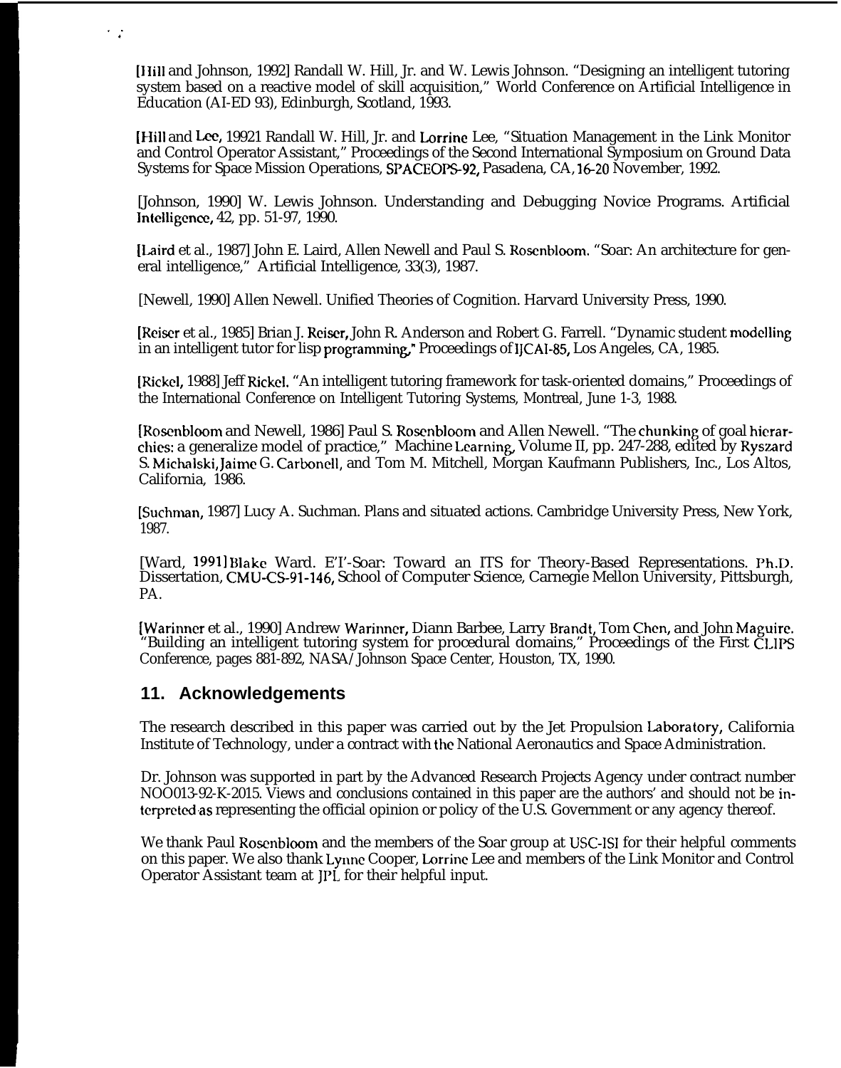[Hill and Johnson, 1992] Randall W. Hill, Jr. and W. Lewis Johnson. "Designing an intelligent tutoring system based on a reactive model of skill acquisition," World Conference on Artificial Intelligence in Education (AI-ED 93), Edinburgh, Scotland, 1993.

[Hill and Lee, 19921 Randall W. Hill, Jr. and Lorrine Lee, "Situation Management in the Link Monitor and Control Operator Assistant," Proceedings of the Second International Symposium on Ground Data Systems for Space Mission Operations, SPACEOPS-92, Pasadena, CA, 16-20 November, 1992.

[Johnson, 1990] W. Lewis Johnson. Understanding and Debugging Novice Programs. Artificial Intelligence, 42, pp. 51-97, 1990.

[Laird et al., 1987] John E. Laird, Allen Newell and Paul S. Rosenbloom. "Soar: An architecture for general intelligence," Artificial Intelligence, 33(3), 1987.

[Newell, 1990] Allen Newell. Unified Theories of Cognition. Harvard University Press, 1990.

[Reiser et al., 1985] Brian J. Reiser, John R. Anderson and Robert G. Farrell. "Dynamic student modelling in an intelligent tutor for lisp programming," Proceedings of IJCAI-85, Los Angeles, CA, 1985.

[Rickel, 1988] Jeff Rickel. "An intelligent tutoring framework for task-oriented domains," Proceedings of the International Conference on Intelligent Tutoring Systems, Montreal, June 1-3, 1988.

[Rosenbloom and Newell, 1986] Paul S. Rosenbloom and Allen Newell. "The chunking of goal hierarchies: a generalize model of practice," Machine Learning, Volume II, pp. 247-288, edited by Ryszard S. Michalski, Jaime G. Carbonell, and Tom M. Mitchell, Morgan Kaufmann Publishers, Inc., Los Altos, California, 1986.

[Suchman, 1987] Lucy A. Suchman. Plans and situated actions. Cambridge University Press, New York, 1987.

[Ward, 1991] Blake Ward. ET-Soar: Toward an ITS for Theory-Based Representations. Ph.D. Dissertation, CMU-CS-91-146, School of Computer Science, Carnegie Mellon University, Pittsburgh, PA.

[Warinner et al., 1990] Andrew Warinner, Diann Barbee, Larry Brandt, Tom Chen, and John Maguire. "Building an intelligent tutoring system for procedural domains," Proceedings of the First CLIPS Conference, pages 881-892, NASA/Johnson Space Center, Houston, TX, 1990.

## 11. Acknowledgements

The research described in this paper was carried out by the Jet Propulsion Laboratory, California Institute of Technology, under a contract with the National Aeronautics and Space Administration.

Dr. Johnson was supported in part by the Advanced Research Projects Agency under contract number NOO013-92-K-2015. Views and conclusions contained in this paper are the authors' and should not be interpreted as representing the official opinion or policy of the U.S. Government or any agency thereof.

We thank Paul Rosenbloom and the members of the Soar group at USC-ISI for their helpful comments on this paper. We also thank Lynne Cooper, Lorrine Lee and members of the Link Monitor and Control Operator Assistant team at JPL for their helpful input.